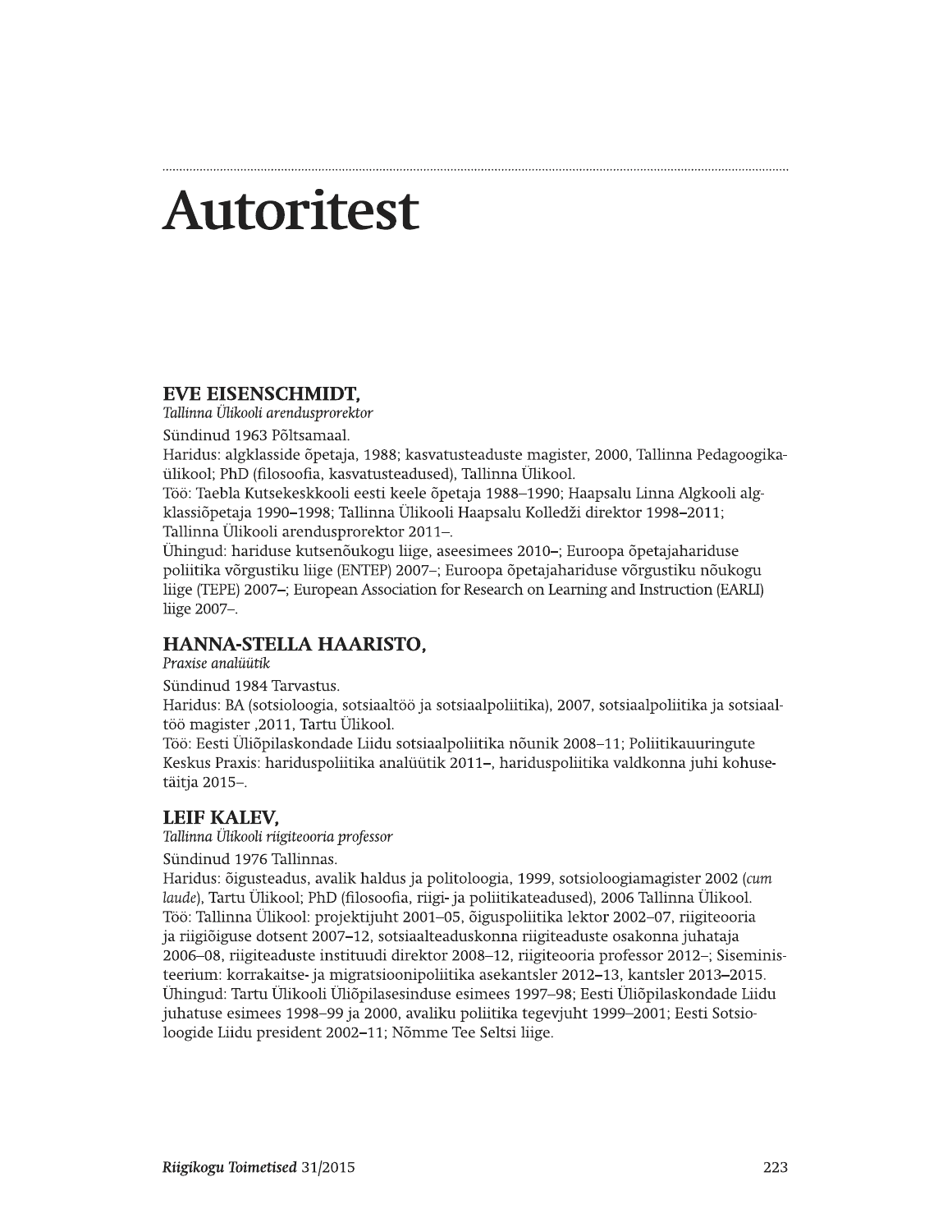# Autoritest

## EVE EISENSCHMIDT,

*Tallinna Ülikooli arendusprorektor*

Sündinud 1963 Põltsamaal.

Haridus: algklasside õpetaja, 1988; kasvatusteaduste magister, 2000, Tallinna Pedagoogikaülikool; PhD (filosoofia, kasvatusteadused), Tallinna Ülikool.

Töö: Taebla Kutsekeskkooli eesti keele õpetaja 1988–1990; Haapsalu Linna Algkooli algklassiõpetaja 1990–1998; Tallinna Ülikooli Haapsalu Kolledži direktor 1998–2011; Tallinna Ülikooli arendusprorektor 2011–.

Ühingud: hariduse kutsenõukogu liige, aseesimees 2010–; Euroopa õpetajahariduse poliitika võrgustiku liige (ENTEP) 2007–; Euroopa õpetajahariduse võrgustiku nõukogu liige (TEPE) 2007–; European Association for Research on Learning and Instruction (EARLI) liige 2007–.

## HANNA-STELLA HAARISTO,

*Praxise analüütik*

Sündinud 1984 Tarvastus.

Haridus: BA (sotsioloogia, sotsiaaltöö ja sotsiaalpoliitika), 2007, sotsiaalpoliitika ja sotsiaaltöö magister ,2011, Tartu Ülikool.

Töö: Eesti Üliõpilaskondade Liidu sotsiaalpoliitika nõunik 2008–11; Poliitikauuringute Keskus Praxis: hariduspoliitika analüütik 2011–, hariduspoliitika valdkonna juhi kohusetäitja 2015–.

## LEIF KALEV,

*Tallinna Ülikooli riigiteooria professor*

Sündinud 1976 Tallinnas.

Haridus: õigusteadus, avalik haldus ja politoloogia, 1999, sotsioloogiamagister 2002 (*cum laude*), Tartu Ülikool; PhD (filosoofia, riigi- ja poliitikateadused), 2006 Tallinna Ülikool.

Töö: Tallinna Ülikool: projektijuht 2001–05, õiguspoliitika lektor 2002–07, riigiteooria ja riigiõiguse dotsent 2007–12, sotsiaalteaduskonna riigiteaduste osakonna juhataja 2006–08, riigiteaduste instituudi direktor 2008–12, riigiteooria professor 2012–; Siseministeerium: korrakaitse- ja migratsioonipoliitika asekantsler 2012–13, kantsler 2013–2015.

Ühingud: Tartu Ülikooli Üliõpilasesinduse esimees 1997–98; Eesti Üliõpilaskondade Liidu juhatuse esimees 1998–99 ja 2000, avaliku poliitika tegevjuht 1999–2001; Eesti Sotsioloogide Liidu president 2002–11; Nõmme Tee Seltsi liige.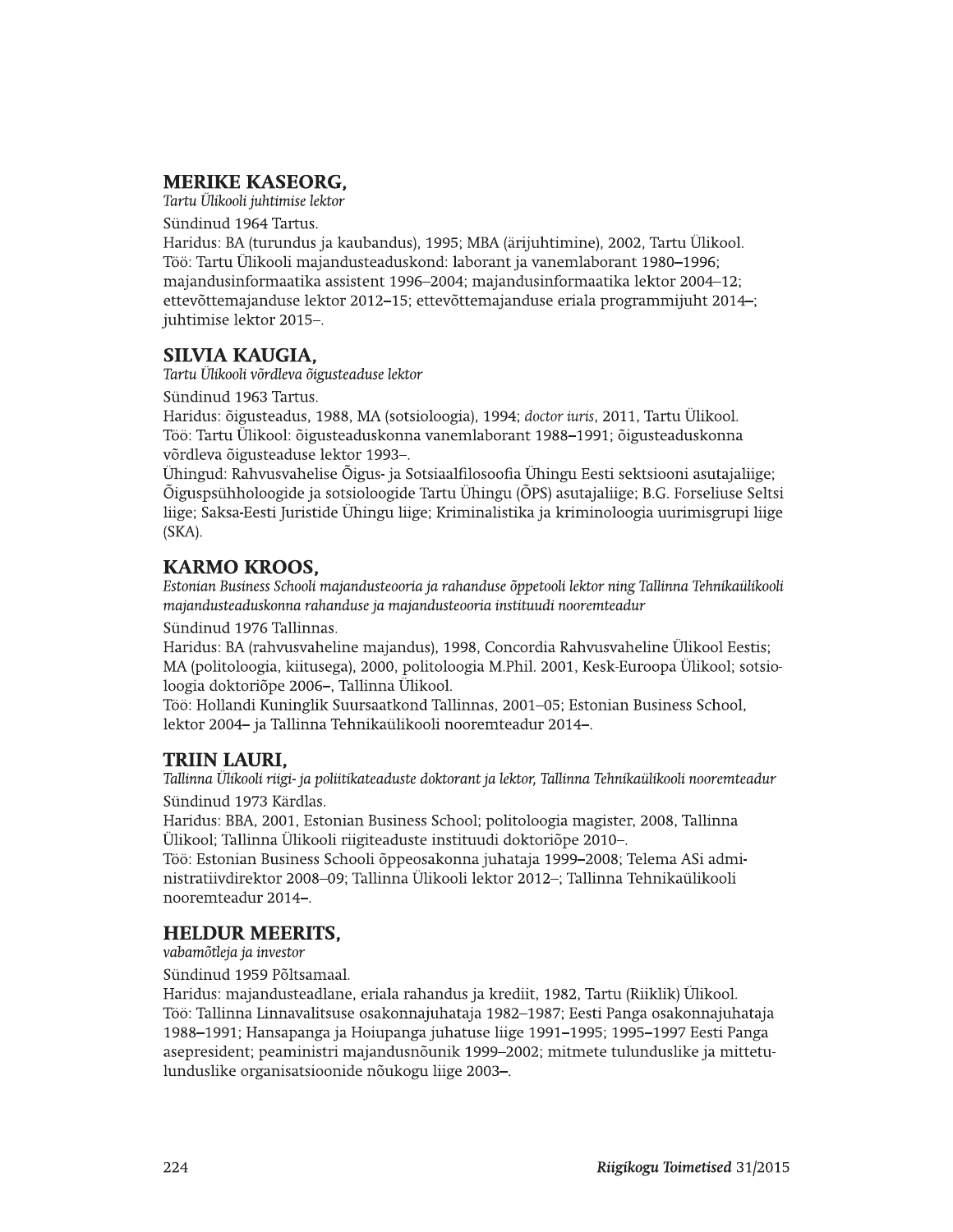## MERIKE KASEORG,

*Tartu Ülikooli juhtimise lektor*

Sündinud 1964 Tartus.

Haridus: BA (turundus ja kaubandus), 1995; MBA (ärijuhtimine), 2002, Tartu Ülikool.

Töö: Tartu Ülikooli majandusteaduskond: laborant ja vanemlaborant 1980–1996; majandusinformaatika assistent 1996–2004; majandusinformaatika lektor 2004–12; ettevõttemajanduse lektor 2012–15; ettevõttemajanduse eriala programmijuht 2014–; juhtimise lektor 2015–.

## SILVIA KAUGIA,

*Tartu Ülikooli võrdleva õigusteaduse lektor*

Sündinud 1963 Tartus.

Haridus: õigusteadus, 1988, MA (sotsioloogia), 1994; *doctor iuris*, 2011, Tartu Ülikool.

Töö: Tartu Ülikool: õigusteaduskonna vanemlaborant 1988–1991; õigusteaduskonna võrdleva õigusteaduse lektor 1993–.

Ühingud: Rahvusvahelise Õigus- ja Sotsiaalfilosoofia Ühingu Eesti sektsiooni asutajaliige; Õiguspsühholoogide ja sotsioloogide Tartu Ühingu (ÕPS) asutajaliige; B.G. Forseliuse Seltsi liige; Saksa-Eesti Juristide Ühingu liige; Kriminalistika ja kriminoloogia uurimisgrupi liige (SKA).

## KARMO KROOS,

*Estonian Business Schooli majandusteooria ja rahanduse õppetooli lektor ning Tallinna Tehnikaülikooli majandusteaduskonna rahanduse ja majandusteooria instituudi nooremteadur*

Sündinud 1976 Tallinnas.

Haridus: BA (rahvusvaheline majandus), 1998, Concordia Rahvusvaheline Ülikool Eestis; MA (politoloogia, kiitusega), 2000, politoloogia M.Phil. 2001, Kesk-Euroopa Ülikool; sotsioloogia doktoriõpe 2006–, Tallinna Ülikool.

Töö: Hollandi Kuninglik Suursaatkond Tallinnas, 2001–05; Estonian Business School, lektor 2004– ja Tallinna Tehnikaülikooli nooremteadur 2014–.

## TRIIN LAURI,

*Tallinna Ülikooli riigi- ja poliitikateaduste doktorant ja lektor, Tallinna Tehnikaülikooli nooremteadur*

Sündinud 1973 Kärdlas.

Haridus: BBA, 2001, Estonian Business School; politoloogia magister, 2008, Tallinna Ülikool; Tallinna Ülikooli riigiteaduste instituudi doktoriõpe 2010–.

Töö: Estonian Business Schooli õppeosakonna juhataja 1999–2008; Telema ASi administratiivdirektor 2008–09; Tallinna Ülikooli lektor 2012–; Tallinna Tehnikaülikooli nooremteadur 2014–.

## HELDUR MEERITS,

*vabamõtleja ja investor*

Sündinud 1959 Põltsamaal.

Haridus: majandusteadlane, eriala rahandus ja krediit, 1982, Tartu (Riiklik) Ülikool.

Töö: Tallinna Linnavalitsuse osakonnajuhataja 1982–1987; Eesti Panga osakonnajuhataja 1988–1991; Hansapanga ja Hoiupanga juhatuse liige 1991–1995; 1995–1997 Eesti Panga asepresident; peaministri majandusnõunik 1999–2002; mitmete tulunduslike ja mittetulunduslike organisatsioonide nõukogu liige 2003–.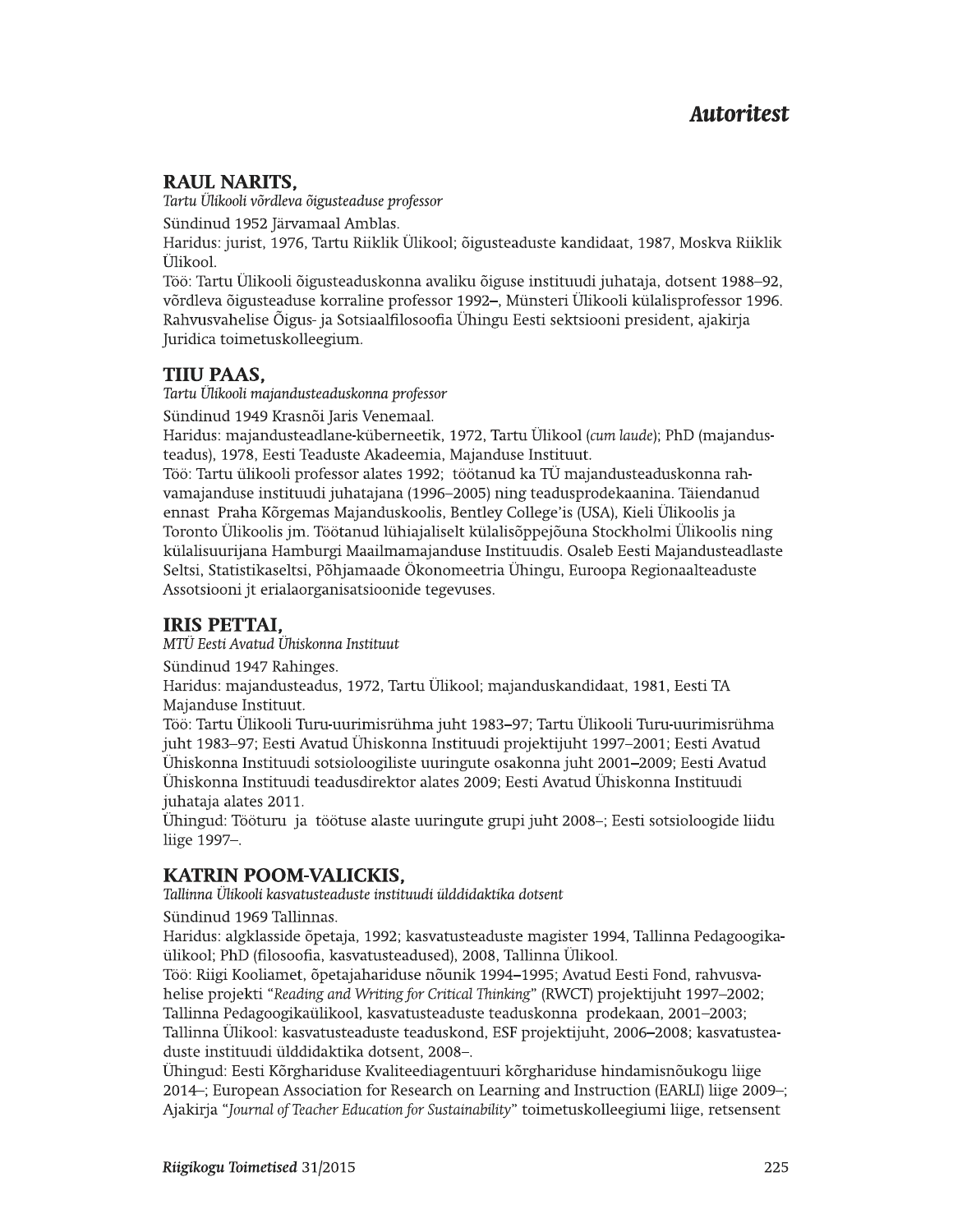# Autoritest

## RAUL NARITS,

*Tartu Ülikooli võrdleva õigusteaduse professor*

Sündinud 1952 Järvamaal Amblas.

Haridus: jurist, 1976, Tartu Riiklik Ülikool; õigusteaduste kandidaat, 1987, Moskva Riiklik Ülikool.

Töö: Tartu Ülikooli õigusteaduskonna avaliku õiguse instituudi juhataja, dotsent 1988–92, võrdleva õigusteaduse korraline professor 1992–, Münsteri Ülikooli külalisprofessor 1996. Rahvusvahelise Õigus- ja Sotsiaalfilosoofia Ühingu Eesti sektsiooni president, ajakirja Juridica toimetuskolleegium.

## TIIU PAAS,

*Tartu Ülikooli majandusteaduskonna professor*

Sündinud 1949 Krasnõi Jaris Venemaal.

Haridus: majandusteadlane-küberneetik, 1972, Tartu Ülikool (*cum laude*); PhD (majandusteadus), 1978, Eesti Teaduste Akadeemia, Majanduse Instituut.

Töö: Tartu ülikooli professor alates 1992; töötanud ka TÜ majandusteaduskonna rahvamajanduse instituudi juhatajana (1996–2005) ning teadusprodekaanina. Täiendanud ennast Praha Kõrgemas Majanduskoolis, Bentley College'is (USA), Kieli Ülikoolis ja Toronto Ülikoolis jm. Töötanud lühiajaliselt külalisõppejõuna Stockholmi Ülikoolis ning külalisuurijana Hamburgi Maailmamajanduse Instituudis. Osaleb Eesti Majandusteadlaste Seltsi, Statistikaseltsi, Põhjamaade Ökonomeetria Ühingu, Euroopa Regionaalteaduste Assotsiooni jt erialaorganisatsioonide tegevuses.

## IRIS PETTAI,

*MTÜ Eesti Avatud Ühiskonna Instituut*

Sündinud 1947 Rahinges.

Haridus: majandusteadus, 1972, Tartu Ülikool; majanduskandidaat, 1981, Eesti TA Majanduse Instituut.

Töö: Tartu Ülikooli Turu-uurimisrühma juht 1983–97; Tartu Ülikooli Turu-uurimisrühma juht 1983–97; Eesti Avatud Ühiskonna Instituudi projektijuht 1997–2001; Eesti Avatud Ühiskonna Instituudi sotsioloogiliste uuringute osakonna juht 2001–2009; Eesti Avatud Ühiskonna Instituudi teadusdirektor alates 2009; Eesti Avatud Ühiskonna Instituudi juhataja alates 2011.

Ühingud: Tööturu ja töötuse alaste uuringute grupi juht 2008–; Eesti sotsioloogide liidu liige 1997–.

## KATRIN POOM-VALICKIS,

*Tallinna Ülikooli kasvatusteaduste instituudi ülddidaktika dotsent*

Sündinud 1969 Tallinnas.

Haridus: algklasside õpetaja, 1992; kasvatusteaduste magister 1994, Tallinna Pedagoogikaülikool; PhD (filosoofia, kasvatusteadused), 2008, Tallinna Ülikool.

Töö: Riigi Kooliamet, õpetajahariduse nõunik 1994–1995; Avatud Eesti Fond, rahvusvahelise projekti "*Reading and Writing for Critical Thinking*" (RWCT) projektijuht 1997–2002; Tallinna Pedagoogikaülikool, kasvatusteaduste teaduskonna prodekaan, 2001–2003; Tallinna Ülikool: kasvatusteaduste teaduskond, ESF projektijuht, 2006–2008; kasvatusteaduste instituudi ülddidaktika dotsent, 2008–.

Ühingud: Eesti Kõrghariduse Kvaliteediagentuuri kõrghariduse hindamisnõukogu liige 2014–; European Association for Research on Learning and Instruction (EARLI) liige 2009–; Ajakirja "*Journal of Teacher Education for Sustainability*" toimetuskolleegiumi liige, retsensent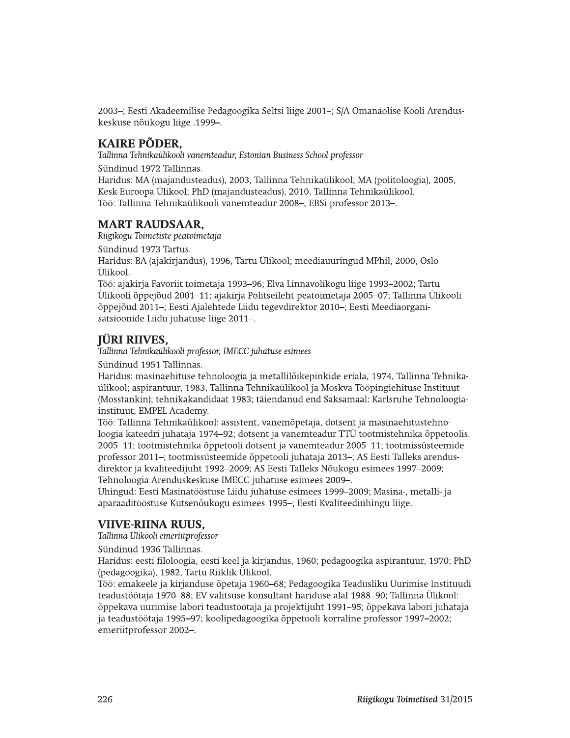2003–; Eesti Akadeemilise Pedagoogika Seltsi liige 2001–; S/A Omanäolise Kooli Arenduskeskuse nõukogu liige .1999–.

## KAIRE PÕDER,

*Tallinna Tehnikaülikooli vanemteadur, Estonian Business School professor*

Sündinud 1972 Tallinnas.

Haridus: MA (majandusteadus), 2003, Tallinna Tehnikaülikool; MA (politoloogia), 2005, Kesk-Euroopa Ülikool; PhD (majandusteadus), 2010, Tallinna Tehnikaülikool.

Töö: Tallinna Tehnikaülikooli vanemteadur 2008–; EBSi professor 2013–.

## MART RAUDSAAR,

*Riigikogu Toimetiste peatoimetaja*

Sündinud 1973 Tartus.

Haridus: BA (ajakirjandus), 1996, Tartu Ülikool; meediauuringud MPhil, 2000, Oslo Ülikool.

Töö: ajakirja Favoriit toimetaja 1993–96; Elva Linnavolikogu liige 1993–2002; Tartu Ülikooli õppejõud 2001–11; ajakirja Politseileht peatoimetaja 2005–07; Tallinna Ülikooli õppejõud 2011–; Eesti Ajalehtede Liidu tegevdirektor 2010–; Eesti Meediaorganisatsioonide Liidu juhatuse liige 2011–.

## JÜRI RIIVES,

*Tallinna Tehnikaülikooli professor, IMECC juhatuse esimees*

Sündinud 1951 Tallinnas.

Haridus: masinaehituse tehnoloogia ja metallilõikepinkide eriala, 1974, Tallinna Tehnikaülikool; aspirantuur, 1983, Tallinna Tehnikaülikool ja Moskva Tööpingiehituse Instituut (Mosstankin); tehnikakandidaat 1983; täiendanud end Saksamaal: Karlsruhe Tehnoloogiainstituut, EMPEL Academy.

Töö: Tallinna Tehnikaülikool: assistent, vanemõpetaja, dotsent ja masinaehitustehnoloogia kateedri juhataja 1974–92; dotsent ja vanemteadur TTÜ tootmistehnika õppetoolis. 2005–11; tootmistehnika õppetooli dotsent ja vanemteadur 2005–11; tootmissüsteemide professor 2011–; tootmissüsteemide õppetooli juhataja 2013–; AS Eesti Talleks arendusdirektor ja kvaliteedijuht 1992–2009; AS Eesti Talleks Nõukogu esimees 1997–2009; Tehnoloogia Arenduskeskuse IMECC juhatuse esimees 2009–.

Ühingud: Eesti Masinatööstuse Liidu juhatuse esimees 1999–2009; Masina-, metalli- ja aparaaditööstuse Kutsenõukogu esimees 1995–; Eesti Kvaliteediühingu liige.

## VIIVE-RIINA RUUS,

*Tallinna Ülikooli emeriitprofessor*

Sündinud 1936 Tallinnas.

Haridus: eesti filoloogia, eesti keel ja kirjandus, 1960; pedagoogika aspirantuur, 1970; PhD (pedagoogika), 1982, Tartu Riiklik Ülikool.

Töö: emakeele ja kirjanduse õpetaja 1960–68; Pedagoogika Teadusliku Uurimise Instituudi teadustöötaja 1970–88; EV valitsuse konsultant hariduse alal 1988–90; Tallinna Ülikool: õppekava uurimise labori teadustöötaja ja projektijuht 1991–95; õppekava labori juhataja ja teadustöötaja 1995–97; koolipedagoogika õppetooli korraline professor 1997–2002; emeriitprofessor 2002–.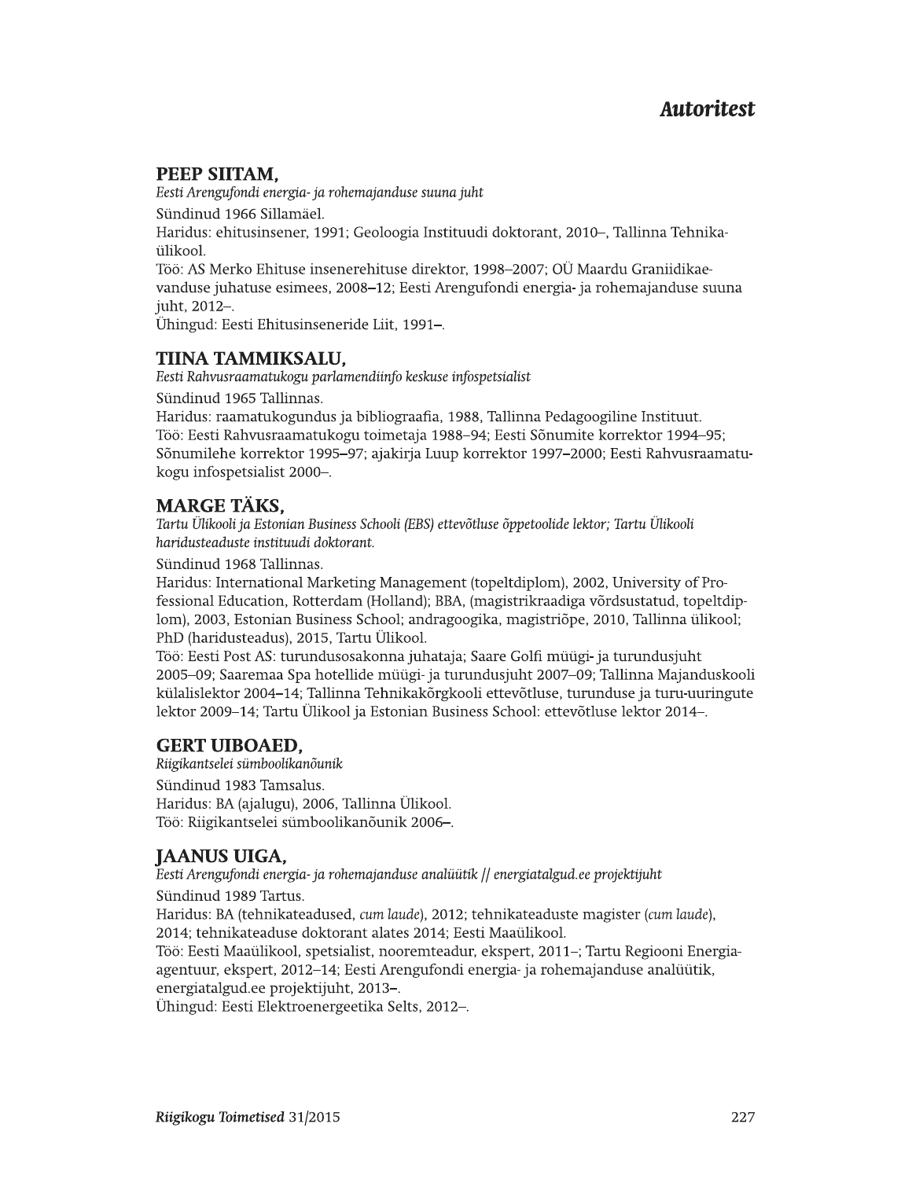# Autoritest

## PEEP SIITAM,

*Eesti Arengufondi energia- ja rohemajanduse suuna juht*

Sündinud 1966 Sillamäel.
Haridus: ehitusinsener, 1991; Geoloogia Instituudi doktorant, 2010–, Tallinna Tehnikaülikool.
Töö: AS Merko Ehituse insenerehituse direktor, 1998–2007; OÜ Maardu Graniidikaevanduse juhatuse esimees, 2008–12; Eesti Arengufondi energia- ja rohemajanduse suuna juht, 2012–.
Ühingud: Eesti Ehitusinseneride Liit, 1991–.

## TIINA TAMMIKSALU,

*Eesti Rahvusraamatukogu parlamendiinfo keskuse infospetsialist*

Sündinud 1965 Tallinnas.
Haridus: raamatukogundus ja bibliograafia, 1988, Tallinna Pedagoogiline Instituut.
Töö: Eesti Rahvusraamatukogu toimetaja 1988–94; Eesti Sõnumite korrektor 1994–95; Sõnumilehe korrektor 1995–97; ajakirja Luup korrektor 1997–2000; Eesti Rahvusraamatukogu infospetsialist 2000–.

## MARGE TÄKS,

*Tartu Ülikooli ja Estonian Business Schooli (EBS) ettevõtluse õppetoolide lektor; Tartu Ülikooli haridusteaduste instituudi doktorant.*

Sündinud 1968 Tallinnas.
Haridus: International Marketing Management (topeltdiplom), 2002, University of Professional Education, Rotterdam (Holland); BBA, (magistrikraadiga võrdsustatud, topeltdiplom), 2003, Estonian Business School; andragoogika, magistriõpe, 2010, Tallinna ülikool; PhD (haridusteadus), 2015, Tartu Ülikool.
Töö: Eesti Post AS: turundusosakonna juhataja; Saare Golfi müügi- ja turundusjuht 2005–09; Saaremaa Spa hotellide müügi- ja turundusjuht 2007–09; Tallinna Majanduskooli külalislektor 2004–14; Tallinna Tehnikakõrgkooli ettevõtluse, turunduse ja turu-uuringute lektor 2009–14; Tartu Ülikool ja Estonian Business School: ettevõtluse lektor 2014–.

## GERT UIBOAED,

*Riigikantselei sümboolikanõunik*

Sündinud 1983 Tamsalus.
Haridus: BA (ajalugu), 2006, Tallinna Ülikool.
Töö: Riigikantselei sümboolikanõunik 2006–.

## JAANUS UIGA,

*Eesti Arengufondi energia- ja rohemajanduse analüütik // energiatalgud.ee projektijuht*

Sündinud 1989 Tartus.
Haridus: BA (tehnikateadused, *cum laude*), 2012; tehnikateaduste magister (*cum laude*), 2014; tehnikateaduse doktorant alates 2014; Eesti Maaülikool.
Töö: Eesti Maaülikool, spetsialist, nooremteadur, ekspert, 2011–; Tartu Regiooni Energiaagentuur, ekspert, 2012–14; Eesti Arengufondi energia- ja rohemajanduse analüütik, energiatalgud.ee projektijuht, 2013–.
Ühingud: Eesti Elektroenergeetika Selts, 2012–.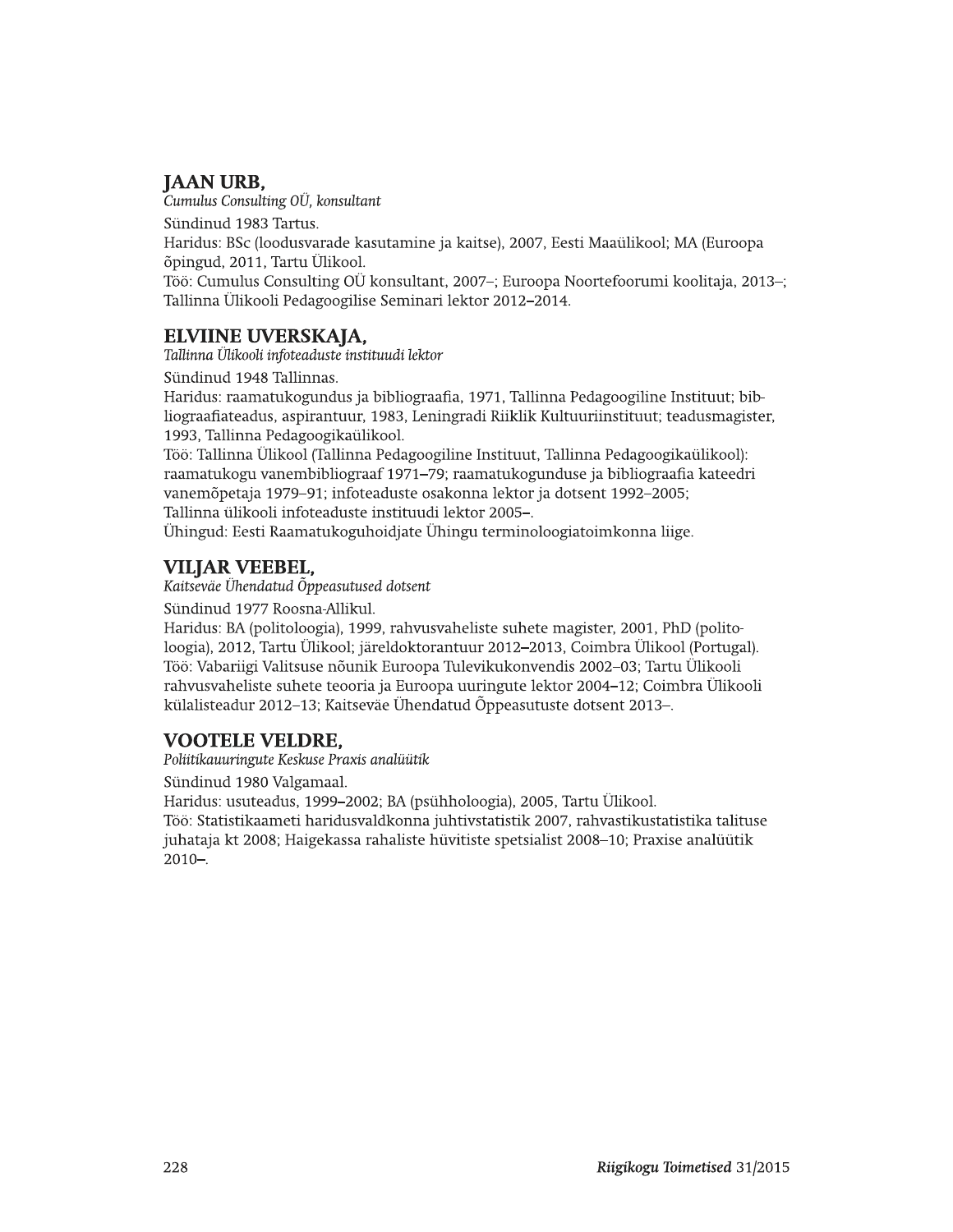## JAAN URB,

*Cumulus Consulting OÜ, konsultant*

Sündinud 1983 Tartus.

Haridus: BSc (loodusvarade kasutamine ja kaitse), 2007, Eesti Maaülikool; MA (Euroopa õpingud, 2011, Tartu Ülikool.

Töö: Cumulus Consulting OÜ konsultant, 2007–; Euroopa Noortefoorumi koolitaja, 2013–; Tallinna Ülikooli Pedagoogilise Seminari lektor 2012–2014.

## ELVIINE UVERSKAJA,

*Tallinna Ülikooli infoteaduste instituudi lektor*

Sündinud 1948 Tallinnas.

Haridus: raamatukogundus ja bibliograafia, 1971, Tallinna Pedagoogiline Instituut; bibliograafiateadus, aspirantuur, 1983, Leningradi Riiklik Kultuuriinstituut; teadusmagister, 1993, Tallinna Pedagoogikaülikool.

Töö: Tallinna Ülikool (Tallinna Pedagoogiline Instituut, Tallinna Pedagoogikaülikool): raamatukogu vanembibliograaf 1971–79; raamatukogunduse ja bibliograafia kateedri vanemõpetaja 1979–91; infoteaduste osakonna lektor ja dotsent 1992–2005; Tallinna ülikooli infoteaduste instituudi lektor 2005–.

Ühingud: Eesti Raamatukoguhoidjate Ühingu terminoloogiatoimkonna liige.

## VILJAR VEEBEL,

*Kaitseväe Ühendatud Õppeasutused dotsent*

Sündinud 1977 Roosna-Allikul.

Haridus: BA (politoloogia), 1999, rahvusvaheliste suhete magister, 2001, PhD (politoloogia), 2012, Tartu Ülikool; järeldoktorantuur 2012–2013, Coimbra Ülikool (Portugal).

Töö: Vabariigi Valitsuse nõunik Euroopa Tulevikukonvendis 2002–03; Tartu Ülikooli rahvusvaheliste suhete teooria ja Euroopa uuringute lektor 2004–12; Coimbra Ülikooli külalisteadur 2012–13; Kaitseväe Ühendatud Õppeasutuste dotsent 2013–.

## VOOTELE VELDRE,

*Poliitikauuringute Keskuse Praxis analüütik*

Sündinud 1980 Valgamaal.

Haridus: usuteadus, 1999–2002; BA (psühholoogia), 2005, Tartu Ülikool.

Töö: Statistikaameti haridusvaldkonna juhtivstatistik 2007, rahvastikustatistika talituse juhataja kt 2008; Haigekassa rahaliste hüvitiste spetsialist 2008–10; Praxise analüütik 2010–.